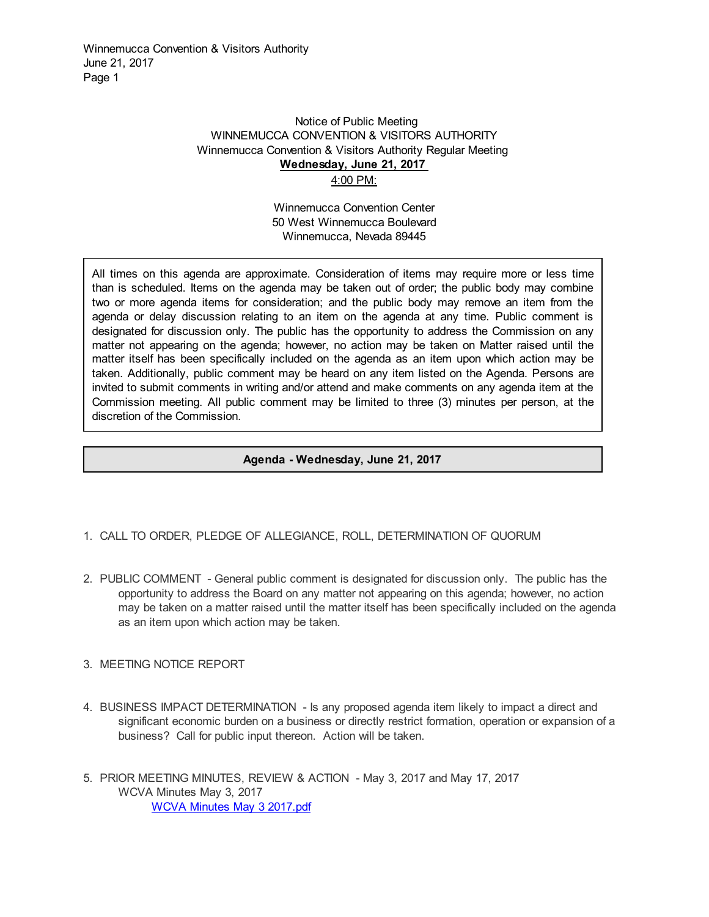Notice of Public Meeting
WINNEMUCCA CONVENTION & VISITORS AUTHORITY
Winnemucca Convention & Visitors Authority Regular Meeting
**Wednesday, June 21, 2017**
4:00 PM:

Winnemucca Convention Center
50 West Winnemucca Boulevard
Winnemucca, Nevada 89445

All times on this agenda are approximate. Consideration of items may require more or less time than is scheduled. Items on the agenda may be taken out of order; the public body may combine two or more agenda items for consideration; and the public body may remove an item from the agenda or delay discussion relating to an item on the agenda at any time. Public comment is designated for discussion only. The public has the opportunity to address the Commission on any matter not appearing on the agenda; however, no action may be taken on Matter raised until the matter itself has been specifically included on the agenda as an item upon which action may be taken. Additionally, public comment may be heard on any item listed on the Agenda. Persons are invited to submit comments in writing and/or attend and make comments on any agenda item at the Commission meeting. All public comment may be limited to three (3) minutes per person, at the discretion of the Commission.

## Agenda - Wednesday, June 21, 2017

1. CALL TO ORDER, PLEDGE OF ALLEGIANCE, ROLL, DETERMINATION OF QUORUM

2. PUBLIC COMMENT - General public comment is designated for discussion only. The public has the opportunity to address the Board on any matter not appearing on this agenda; however, no action may be taken on a matter raised until the matter itself has been specifically included on the agenda as an item upon which action may be taken.

3. MEETING NOTICE REPORT

4. BUSINESS IMPACT DETERMINATION - Is any proposed agenda item likely to impact a direct and significant economic burden on a business or directly restrict formation, operation or expansion of a business? Call for public input thereon. Action will be taken.

5. PRIOR MEETING MINUTES, REVIEW & ACTION - May 3, 2017 and May 17, 2017
   WCVA Minutes May 3, 2017
   WCVA Minutes May 3 2017.pdf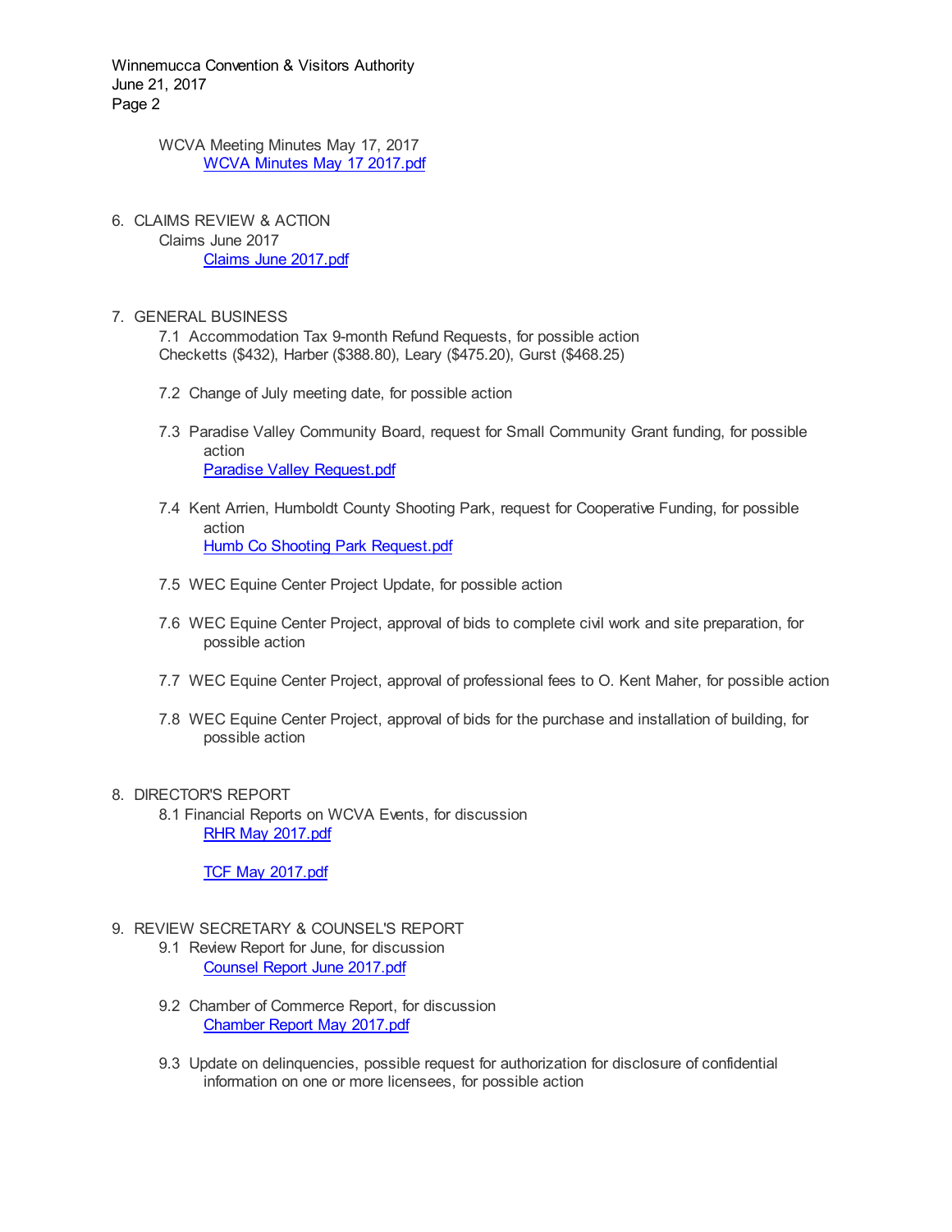WCVA Meeting Minutes May 17, 2017
[WCVA Minutes May 17 2017.pdf]

6. CLAIMS REVIEW & ACTION
   Claims June 2017
   [Claims June 2017.pdf]

7. GENERAL BUSINESS
   7.1 Accommodation Tax 9-month Refund Requests, for possible action
   Checketts ($432), Harber ($388.80), Leary ($475.20), Gurst ($468.25)

   7.2 Change of July meeting date, for possible action

   7.3 Paradise Valley Community Board, request for Small Community Grant funding, for possible action
   [Paradise Valley Request.pdf]

   7.4 Kent Arrien, Humboldt County Shooting Park, request for Cooperative Funding, for possible action
   [Humb Co Shooting Park Request.pdf]

   7.5 WEC Equine Center Project Update, for possible action

   7.6 WEC Equine Center Project, approval of bids to complete civil work and site preparation, for possible action

   7.7 WEC Equine Center Project, approval of professional fees to O. Kent Maher, for possible action

   7.8 WEC Equine Center Project, approval of bids for the purchase and installation of building, for possible action

8. DIRECTOR'S REPORT
   8.1 Financial Reports on WCVA Events, for discussion
   [RHR May 2017.pdf]

   [TCF May 2017.pdf]

9. REVIEW SECRETARY & COUNSEL'S REPORT
   9.1 Review Report for June, for discussion
   [Counsel Report June 2017.pdf]

   9.2 Chamber of Commerce Report, for discussion
   [Chamber Report May 2017.pdf]

   9.3 Update on delinquencies, possible request for authorization for disclosure of confidential information on one or more licensees, for possible action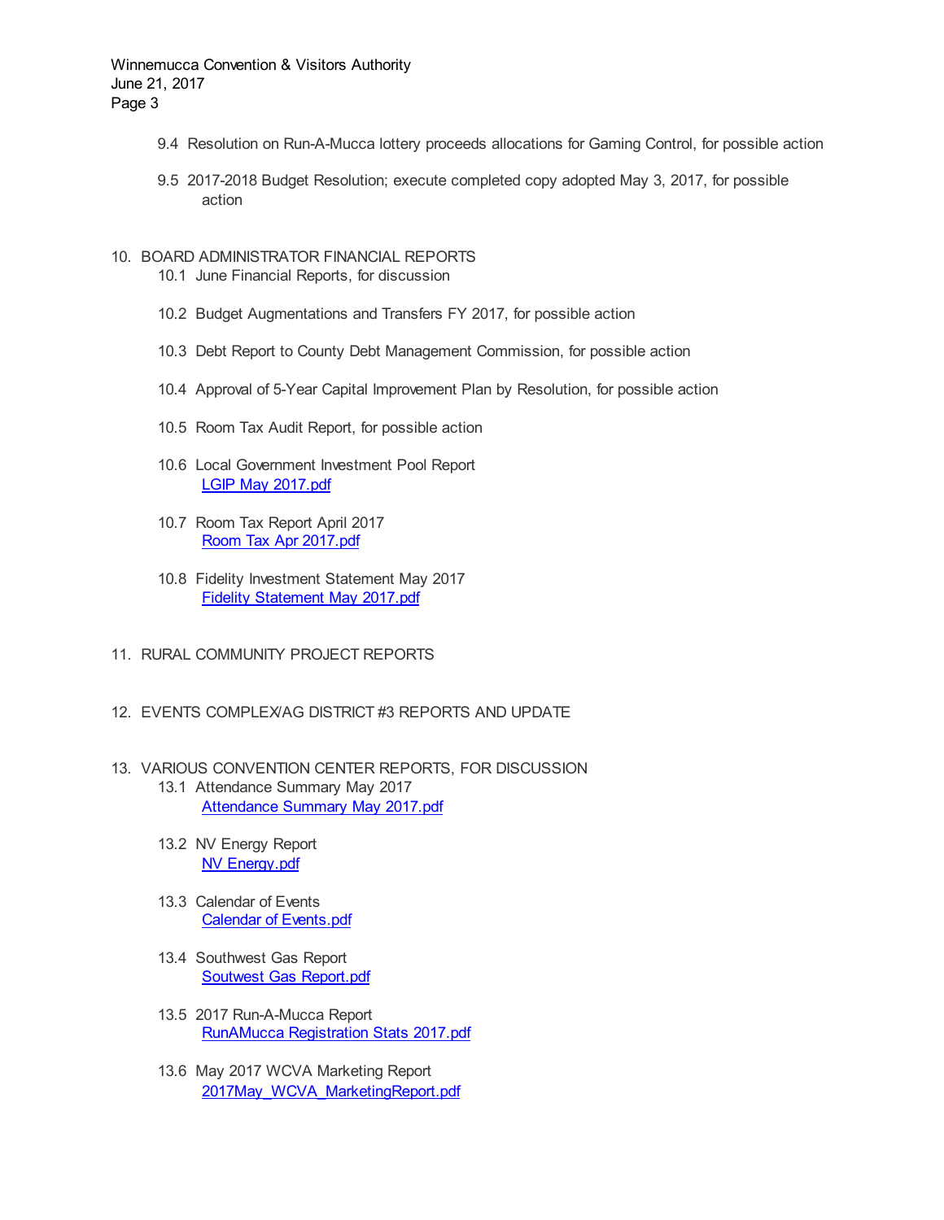9.4 Resolution on Run-A-Mucca lottery proceeds allocations for Gaming Control, for possible action

9.5 2017-2018 Budget Resolution; execute completed copy adopted May 3, 2017, for possible action

10. BOARD ADMINISTRATOR FINANCIAL REPORTS

    10.1 June Financial Reports, for discussion

    10.2 Budget Augmentations and Transfers FY 2017, for possible action

    10.3 Debt Report to County Debt Management Commission, for possible action

    10.4 Approval of 5-Year Capital Improvement Plan by Resolution, for possible action

    10.5 Room Tax Audit Report, for possible action

    10.6 Local Government Investment Pool Report
    LGIP May 2017.pdf

    10.7 Room Tax Report April 2017
    Room Tax Apr 2017.pdf

    10.8 Fidelity Investment Statement May 2017
    Fidelity Statement May 2017.pdf

11. RURAL COMMUNITY PROJECT REPORTS

12. EVENTS COMPLEX/AG DISTRICT #3 REPORTS AND UPDATE

13. VARIOUS CONVENTION CENTER REPORTS, FOR DISCUSSION

    13.1 Attendance Summary May 2017
    Attendance Summary May 2017.pdf

    13.2 NV Energy Report
    NV Energy.pdf

    13.3 Calendar of Events
    Calendar of Events.pdf

    13.4 Southwest Gas Report
    Soutwest Gas Report.pdf

    13.5 2017 Run-A-Mucca Report
    RunAMucca Registration Stats 2017.pdf

    13.6 May 2017 WCVA Marketing Report
    2017May_WCVA_MarketingReport.pdf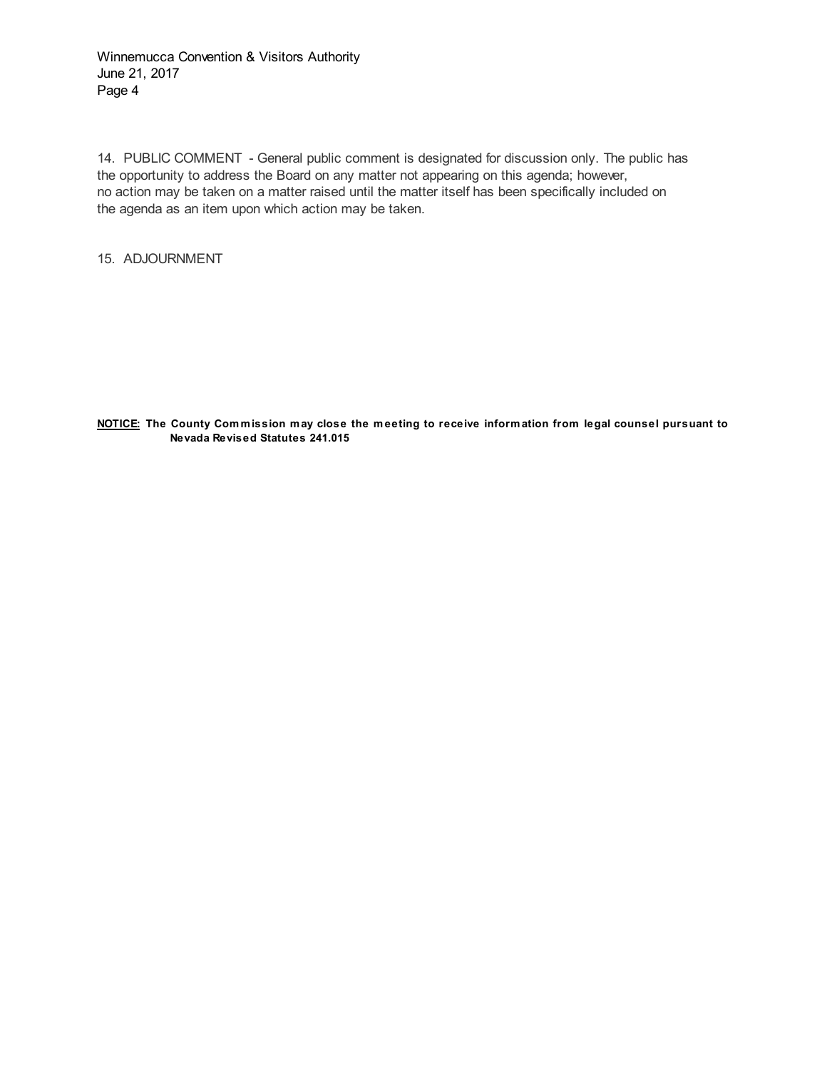14. PUBLIC COMMENT - General public comment is designated for discussion only. The public has the opportunity to address the Board on any matter not appearing on this agenda; however, no action may be taken on a matter raised until the matter itself has been specifically included on the agenda as an item upon which action may be taken.

15. ADJOURNMENT

**NOTICE: The County Commission may close the meeting to receive information from legal counsel pursuant to Nevada Revised Statutes 241.015**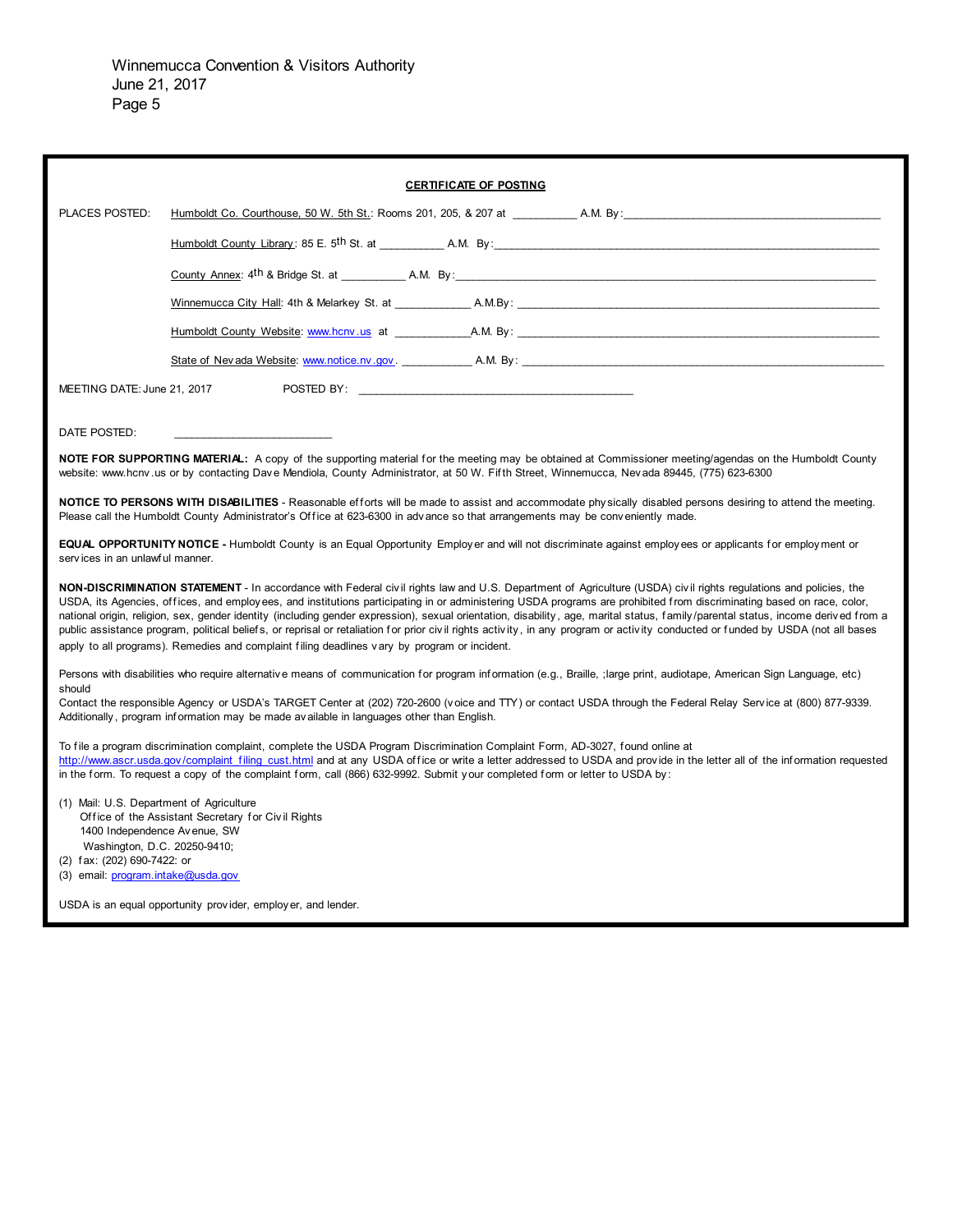## CERTIFICATE OF POSTING

PLACES POSTED: Humboldt Co. Courthouse, 50 W. 5th St.: Rooms 201, 205, & 207 at __________ A.M. By:__________________________________________

Humboldt County Library: 85 E. 5th St. at __________ A.M. By:__________________________________________

County Annex: 4th & Bridge St. at __________ A.M. By:__________________________________________

Winnemucca City Hall: 4th & Melarkey St. at ____________ A.M.By: __________________________________________

Humboldt County Website: www.hcnv.us at ____________A.M. By: __________________________________________

State of Nevada Website: www.notice.nv.gov. ___________ A.M. By: __________________________________________

MEETING DATE: June 21, 2017 POSTED BY: _____________________________________________

DATE POSTED: _________________________

**NOTE FOR SUPPORTING MATERIAL:** A copy of the supporting material for the meeting may be obtained at Commissioner meeting/agendas on the Humboldt County website: www.hcnv.us or by contacting Dave Mendiola, County Administrator, at 50 W. Fifth Street, Winnemucca, Nevada 89445, (775) 623-6300

**NOTICE TO PERSONS WITH DISABILITIES** - Reasonable efforts will be made to assist and accommodate physically disabled persons desiring to attend the meeting. Please call the Humboldt County Administrator's Office at 623-6300 in advance so that arrangements may be conveniently made.

**EQUAL OPPORTUNITY NOTICE -** Humboldt County is an Equal Opportunity Employer and will not discriminate against employees or applicants for employment or services in an unlawful manner.

**NON-DISCRIMINATION STATEMENT** - In accordance with Federal civil rights law and U.S. Department of Agriculture (USDA) civil rights regulations and policies, the USDA, its Agencies, offices, and employees, and institutions participating in or administering USDA programs are prohibited from discriminating based on race, color, national origin, religion, sex, gender identity (including gender expression), sexual orientation, disability, age, marital status, family/parental status, income derived from a public assistance program, political beliefs, or reprisal or retaliation for prior civil rights activity, in any program or activity conducted or funded by USDA (not all bases apply to all programs). Remedies and complaint filing deadlines vary by program or incident.

Persons with disabilities who require alternative means of communication for program information (e.g., Braille, ;large print, audiotape, American Sign Language, etc) should
Contact the responsible Agency or USDA's TARGET Center at (202) 720-2600 (voice and TTY) or contact USDA through the Federal Relay Service at (800) 877-9339. Additionally, program information may be made available in languages other than English.

To file a program discrimination complaint, complete the USDA Program Discrimination Complaint Form, AD-3027, found online at http://www.ascr.usda.gov/complaint_filing_cust.html and at any USDA office or write a letter addressed to USDA and provide in the letter all of the information requested in the form. To request a copy of the complaint form, call (866) 632-9992. Submit your completed form or letter to USDA by:

(1) Mail: U.S. Department of Agriculture
Office of the Assistant Secretary for Civil Rights
1400 Independence Avenue, SW
Washington, D.C. 20250-9410;
(2) fax: (202) 690-7422: or
(3) email: program.intake@usda.gov

USDA is an equal opportunity provider, employer, and lender.